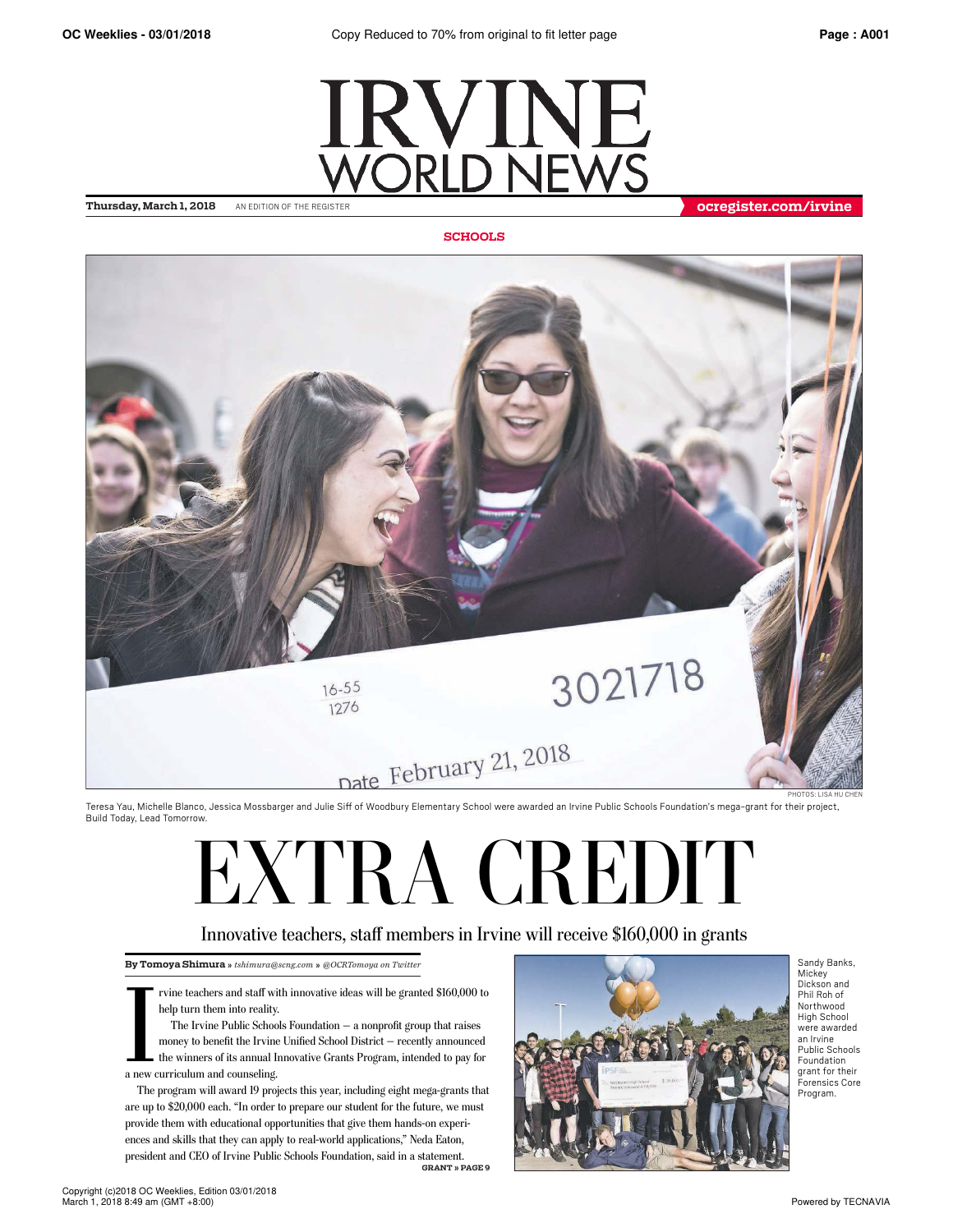# IRVINE WORLD NEWS

**Thursday, March 1, 2018** AN EDITION OF THE REGISTER **ocregister.com/irvine**

**SCHOOLS**

PHOTOS: LISA HU CHEN

Teresa Yau, Michelle Blanco, Jessica Mossbarger and Julie Siff of Woodbury Elementary School were awarded an Irvine Public Schools Foundation's mega-grant for their project, Build Today, Lead Tomorrow.

# EXTRA CREDIT

## Innovative teachers, staff members in Irvine will receive $160,000 in grants

**By Tomoya Shimura** » *tshimura@scng.com* » *@OCRTomoya on Twitter*

Irvine teachers and staff with innovative ideas will be granted $160,000 to help turn them into reality.

The Irvine Public Schools Foundation — a nonprofit group that raises money to benefit the Irvine Unified School District — recently announced the winners of its annual Innovative Grants Program, intended to pay for a new curriculum and counseling.

The program will award 19 projects this year, including eight mega-grants that are up to $20,000 each. "In order to prepare our student for the future, we must provide them with educational opportunities that give them hands-on experiences and skills that they can apply to real-world applications," Neda Eaton, president and CEO of Irvine Public Schools Foundation, said in a statement.

**GRANT » PAGE 9**

Sandy Banks, Mickey Dickson and Phil Roh of Northwood High School were awarded an Irvine Public Schools Foundation grant for their Forensics Core Program.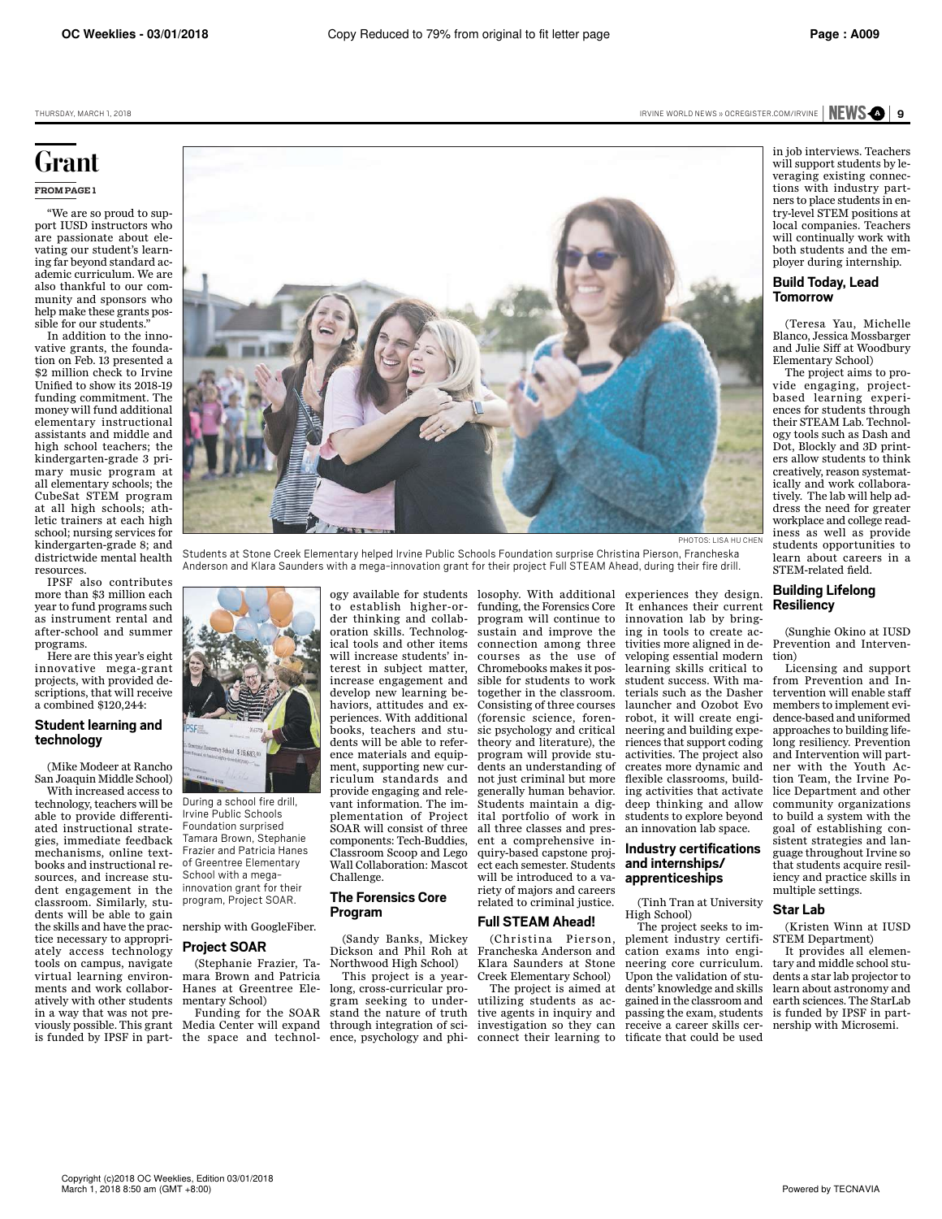# Grant

**FROM PAGE 1**

"We are so proud to support IUSD instructors who are passionate about elevating our student's learning far beyond standard academic curriculum. We are also thankful to our community and sponsors who help make these grants possible for our students."

In addition to the innovative grants, the foundation on Feb. 13 presented a $2 million check to Irvine Unified to show its 2018-19 funding commitment. The money will fund additional elementary instructional assistants and middle and high school teachers; the kindergarten-grade 3 primary music program at all elementary schools; the CubeSat STEM program at all high schools; athletic trainers at each high school; nursing services for kindergarten-grade 8; and districtwide mental health resources.

IPSF also contributes more than $3 million each year to fund programs such as instrument rental and after-school and summer programs.

Here are this year's eight innovative mega-grant projects, with provided descriptions, that will receive a combined $120,244:

PHOTOS: LISA HU CHEN

Students at Stone Creek Elementary helped Irvine Public Schools Foundation surprise Christina Pierson, Francheska Anderson and Klara Saunders with a mega-innovation grant for their project Full STEAM Ahead, during their fire drill.

During a school fire drill, Irvine Public Schools Foundation surprised Tamara Brown, Stephanie Frazier and Patricia Hanes of Greentree Elementary School with a mega-innovation grant for their program, Project SOAR.

## Student learning and technology

(Mike Modeer at Rancho San Joaquin Middle School)

With increased access to technology, teachers will be able to provide differentiated instructional strategies, immediate feedback mechanisms, online textbooks and instructional resources, and increase student engagement in the classroom. Similarly, students will be able to gain the skills and have the practice necessary to appropriately access technology tools on campus, navigate virtual learning environments and work collaboratively with other students in a way that was not previously possible. This grant is funded by IPSF in partnership with GoogleFiber.

## Project SOAR

(Stephanie Frazier, Tamara Brown and Patricia Hanes at Greentree Elementary School)

Funding for the SOAR Media Center will expand the space and technology available for students to establish higher-order thinking and collaboration skills. Technological tools and other items will increase students' interest in subject matter, increase engagement and develop new learning behaviors, attitudes and experiences. With additional books, teachers and students will be able to reference materials and equipment, supporting new curriculum standards and provide engaging and relevant information. The implementation of Project SOAR will consist of three components: Tech-Buddies, Classroom Scoop and Lego Wall Collaboration: Mascot Challenge.

## The Forensics Core Program

(Sandy Banks, Mickey Dickson and Phil Roh at Northwood High School)

This project is a yearlong, cross-curricular program seeking to understand the nature of truth through integration of science, psychology and philosophy. With additional funding, the Forensics Core program will continue to sustain and improve the connection among three courses as the use of Chromebooks makes it possible for students to work together in the classroom. Consisting of three courses (forensic science, forensic psychology and critical theory and literature), the program will provide students an understanding of not just criminal but more generally human behavior. Students maintain a digital portfolio of work in all three classes and present a comprehensive inquiry-based capstone project each semester. Students will be introduced to a variety of majors and careers related to criminal justice.

## Full STEAM Ahead!

(Christina Pierson, Francheska Anderson and Klara Saunders at Stone Creek Elementary School)

The project is aimed at utilizing students as active agents in inquiry and investigation so they can connect their learning to experiences they design. It enhances their current innovation lab by bringing in tools to create activities more aligned in developing essential modern learning skills critical to student success. With materials such as the Dasher launcher and Ozobot Evo robot, it will create engineering and building experiences that support coding activities. The project also creates more dynamic and flexible classrooms, building activities that activate deep thinking and allow students to explore beyond an innovation lab space.

## Industry certifications and internships/ apprenticeships

(Tinh Tran at University High School)

The project seeks to implement industry certification exams into engineering core curriculum. Upon the validation of students' knowledge and skills gained in the classroom and passing the exam, students receive a career skills certificate that could be used in job interviews. Teachers will support students by leveraging existing connections with industry partners to place students in entry-level STEM positions at local companies. Teachers will continually work with both students and the employer during internship.

## Build Today, Lead Tomorrow

(Teresa Yau, Michelle Blanco, Jessica Mossbarger and Julie Siff at Woodbury Elementary School)

The project aims to provide engaging, project-based learning experiences for students through their STEAM Lab. Technology tools such as Dash and Dot, Blockly and 3D printers allow students to think creatively, reason systematically and work collaboratively. The lab will help address the need for greater workplace and college readiness as well as provide students opportunities to learn about careers in a STEM-related field.

## Building Lifelong Resiliency

(Sunghie Okino at IUSD Prevention and Intervention)

Licensing and support from Prevention and Intervention will enable staff members to implement evidence-based and uniformed approaches to building lifelong resiliency. Prevention and Intervention will partner with the Youth Action Team, the Irvine Police Department and other community organizations to build a system with the goal of establishing consistent strategies and language throughout Irvine so that students acquire resiliency and practice skills in multiple settings.

## Star Lab

(Kristen Winn at IUSD STEM Department)

It provides all elementary and middle school students a star lab projector to learn about astronomy and earth sciences. The StarLab is funded by IPSF in partnership with Microsemi.